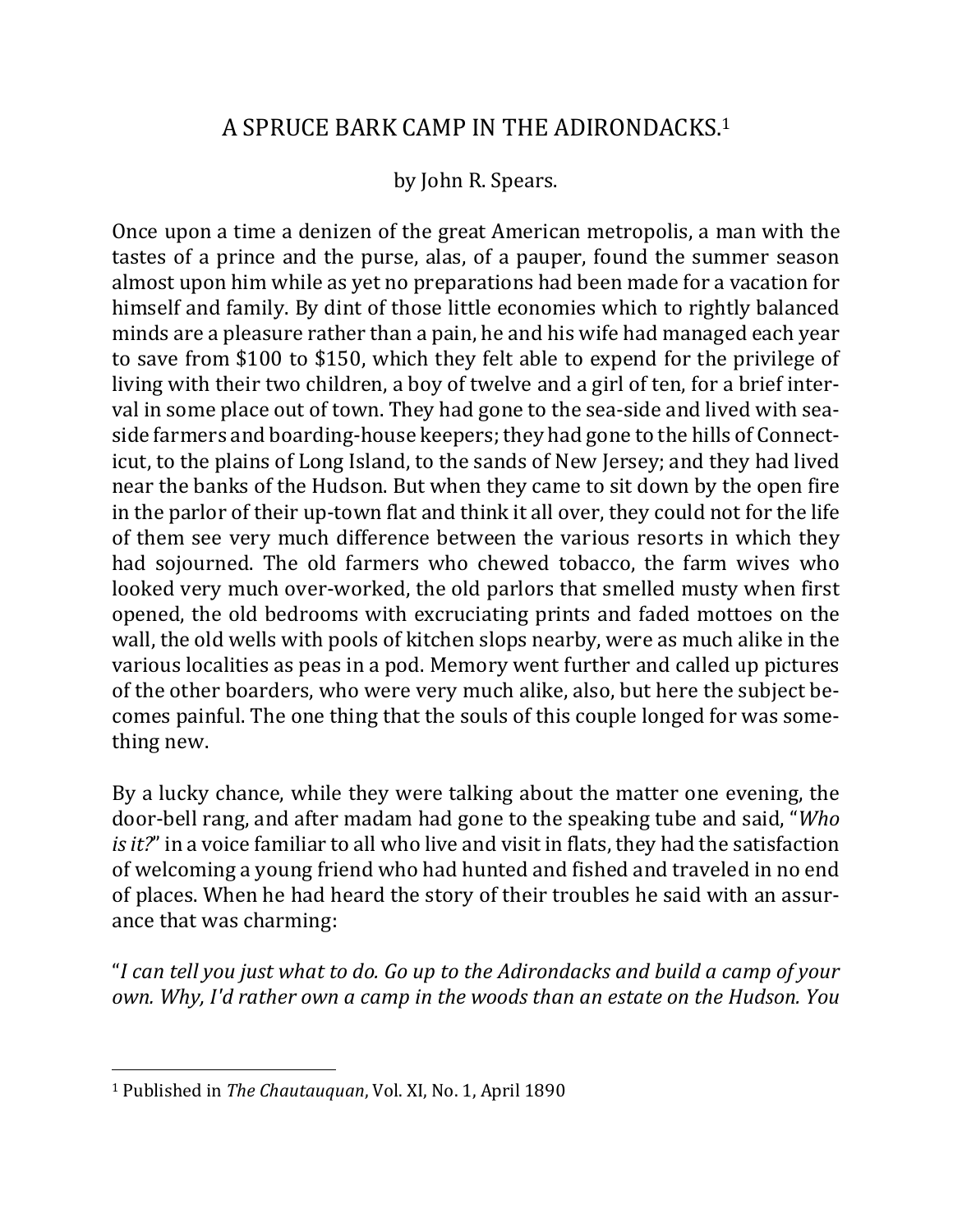# A SPRUCE BARK CAMP IN THE ADIRONDACKS.[1]

by John R. Spears.

Once upon a time a denizen of the great American metropolis, a man with the tastes of a prince and the purse, alas, of a pauper, found the summer season almost upon him while as yet no preparations had been made for a vacation for himself and family. By dint of those little economies which to rightly balanced minds are a pleasure rather than a pain, he and his wife had managed each year to save from $100 to $150, which they felt able to expend for the privilege of living with their two children, a boy of twelve and a girl of ten, for a brief interval in some place out of town. They had gone to the sea-side and lived with sea-side farmers and boarding-house keepers; they had gone to the hills of Connecticut, to the plains of Long Island, to the sands of New Jersey; and they had lived near the banks of the Hudson. But when they came to sit down by the open fire in the parlor of their up-town flat and think it all over, they could not for the life of them see very much difference between the various resorts in which they had sojourned. The old farmers who chewed tobacco, the farm wives who looked very much over-worked, the old parlors that smelled musty when first opened, the old bedrooms with excruciating prints and faded mottoes on the wall, the old wells with pools of kitchen slops nearby, were as much alike in the various localities as peas in a pod. Memory went further and called up pictures of the other boarders, who were very much alike, also, but here the subject becomes painful. The one thing that the souls of this couple longed for was something new.

By a lucky chance, while they were talking about the matter one evening, the door-bell rang, and after madam had gone to the speaking tube and said, "*Who is it?*" in a voice familiar to all who live and visit in flats, they had the satisfaction of welcoming a young friend who had hunted and fished and traveled in no end of places. When he had heard the story of their troubles he said with an assurance that was charming:

"*I can tell you just what to do. Go up to the Adirondacks and build a camp of your own. Why, I'd rather own a camp in the woods than an estate on the Hudson. You*

---

[1] Published in *The Chautauquan*, Vol. XI, No. 1, April 1890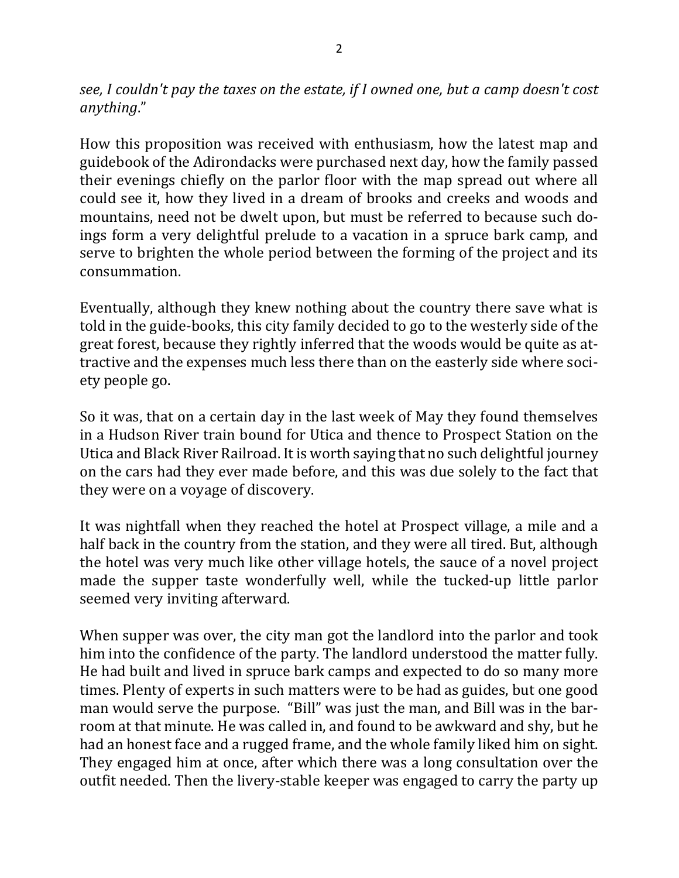*see, I couldn't pay the taxes on the estate, if I owned one, but a camp doesn't cost anything*."

How this proposition was received with enthusiasm, how the latest map and guidebook of the Adirondacks were purchased next day, how the family passed their evenings chiefly on the parlor floor with the map spread out where all could see it, how they lived in a dream of brooks and creeks and woods and mountains, need not be dwelt upon, but must be referred to because such doings form a very delightful prelude to a vacation in a spruce bark camp, and serve to brighten the whole period between the forming of the project and its consummation.

Eventually, although they knew nothing about the country there save what is told in the guide-books, this city family decided to go to the westerly side of the great forest, because they rightly inferred that the woods would be quite as attractive and the expenses much less there than on the easterly side where society people go.

So it was, that on a certain day in the last week of May they found themselves in a Hudson River train bound for Utica and thence to Prospect Station on the Utica and Black River Railroad. It is worth saying that no such delightful journey on the cars had they ever made before, and this was due solely to the fact that they were on a voyage of discovery.

It was nightfall when they reached the hotel at Prospect village, a mile and a half back in the country from the station, and they were all tired. But, although the hotel was very much like other village hotels, the sauce of a novel project made the supper taste wonderfully well, while the tucked-up little parlor seemed very inviting afterward.

When supper was over, the city man got the landlord into the parlor and took him into the confidence of the party. The landlord understood the matter fully. He had built and lived in spruce bark camps and expected to do so many more times. Plenty of experts in such matters were to be had as guides, but one good man would serve the purpose. "Bill" was just the man, and Bill was in the barroom at that minute. He was called in, and found to be awkward and shy, but he had an honest face and a rugged frame, and the whole family liked him on sight. They engaged him at once, after which there was a long consultation over the outfit needed. Then the livery-stable keeper was engaged to carry the party up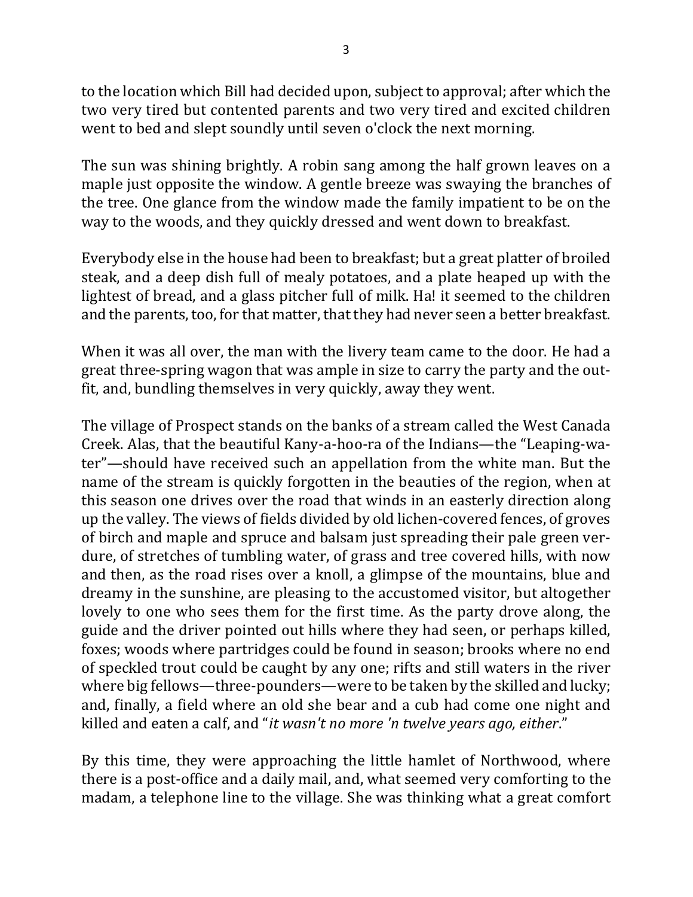to the location which Bill had decided upon, subject to approval; after which the two very tired but contented parents and two very tired and excited children went to bed and slept soundly until seven o'clock the next morning.

The sun was shining brightly. A robin sang among the half grown leaves on a maple just opposite the window. A gentle breeze was swaying the branches of the tree. One glance from the window made the family impatient to be on the way to the woods, and they quickly dressed and went down to breakfast.

Everybody else in the house had been to breakfast; but a great platter of broiled steak, and a deep dish full of mealy potatoes, and a plate heaped up with the lightest of bread, and a glass pitcher full of milk. Ha! it seemed to the children and the parents, too, for that matter, that they had never seen a better breakfast.

When it was all over, the man with the livery team came to the door. He had a great three-spring wagon that was ample in size to carry the party and the outfit, and, bundling themselves in very quickly, away they went.

The village of Prospect stands on the banks of a stream called the West Canada Creek. Alas, that the beautiful Kany-a-hoo-ra of the Indians—the "Leaping-water"—should have received such an appellation from the white man. But the name of the stream is quickly forgotten in the beauties of the region, when at this season one drives over the road that winds in an easterly direction along up the valley. The views of fields divided by old lichen-covered fences, of groves of birch and maple and spruce and balsam just spreading their pale green verdure, of stretches of tumbling water, of grass and tree covered hills, with now and then, as the road rises over a knoll, a glimpse of the mountains, blue and dreamy in the sunshine, are pleasing to the accustomed visitor, but altogether lovely to one who sees them for the first time. As the party drove along, the guide and the driver pointed out hills where they had seen, or perhaps killed, foxes; woods where partridges could be found in season; brooks where no end of speckled trout could be caught by any one; rifts and still waters in the river where big fellows—three-pounders—were to be taken by the skilled and lucky; and, finally, a field where an old she bear and a cub had come one night and killed and eaten a calf, and "*it wasn't no more 'n twelve years ago, either*."

By this time, they were approaching the little hamlet of Northwood, where there is a post-office and a daily mail, and, what seemed very comforting to the madam, a telephone line to the village. She was thinking what a great comfort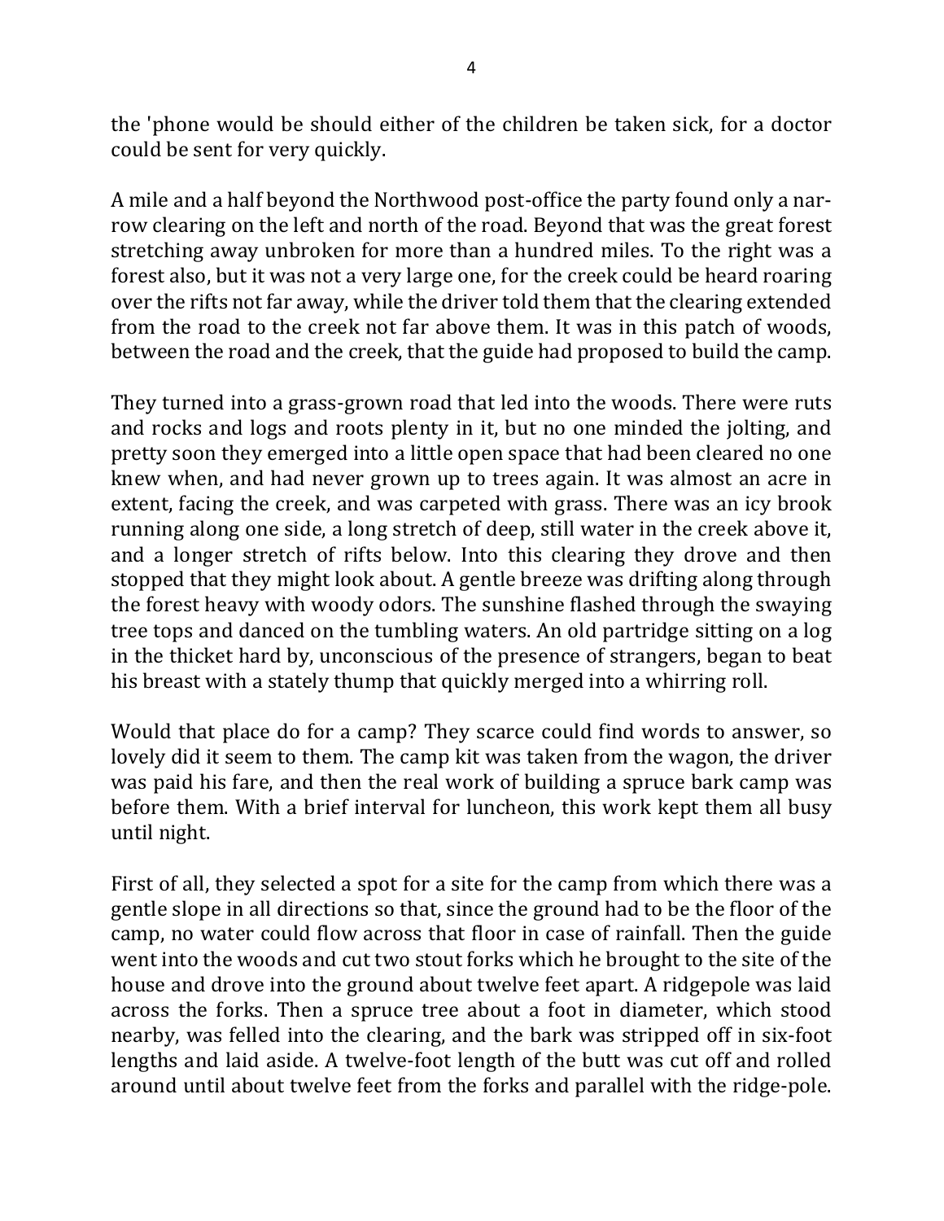the 'phone would be should either of the children be taken sick, for a doctor could be sent for very quickly.

A mile and a half beyond the Northwood post-office the party found only a narrow clearing on the left and north of the road. Beyond that was the great forest stretching away unbroken for more than a hundred miles. To the right was a forest also, but it was not a very large one, for the creek could be heard roaring over the rifts not far away, while the driver told them that the clearing extended from the road to the creek not far above them. It was in this patch of woods, between the road and the creek, that the guide had proposed to build the camp.

They turned into a grass-grown road that led into the woods. There were ruts and rocks and logs and roots plenty in it, but no one minded the jolting, and pretty soon they emerged into a little open space that had been cleared no one knew when, and had never grown up to trees again. It was almost an acre in extent, facing the creek, and was carpeted with grass. There was an icy brook running along one side, a long stretch of deep, still water in the creek above it, and a longer stretch of rifts below. Into this clearing they drove and then stopped that they might look about. A gentle breeze was drifting along through the forest heavy with woody odors. The sunshine flashed through the swaying tree tops and danced on the tumbling waters. An old partridge sitting on a log in the thicket hard by, unconscious of the presence of strangers, began to beat his breast with a stately thump that quickly merged into a whirring roll.

Would that place do for a camp? They scarce could find words to answer, so lovely did it seem to them. The camp kit was taken from the wagon, the driver was paid his fare, and then the real work of building a spruce bark camp was before them. With a brief interval for luncheon, this work kept them all busy until night.

First of all, they selected a spot for a site for the camp from which there was a gentle slope in all directions so that, since the ground had to be the floor of the camp, no water could flow across that floor in case of rainfall. Then the guide went into the woods and cut two stout forks which he brought to the site of the house and drove into the ground about twelve feet apart. A ridgepole was laid across the forks. Then a spruce tree about a foot in diameter, which stood nearby, was felled into the clearing, and the bark was stripped off in six-foot lengths and laid aside. A twelve-foot length of the butt was cut off and rolled around until about twelve feet from the forks and parallel with the ridge-pole.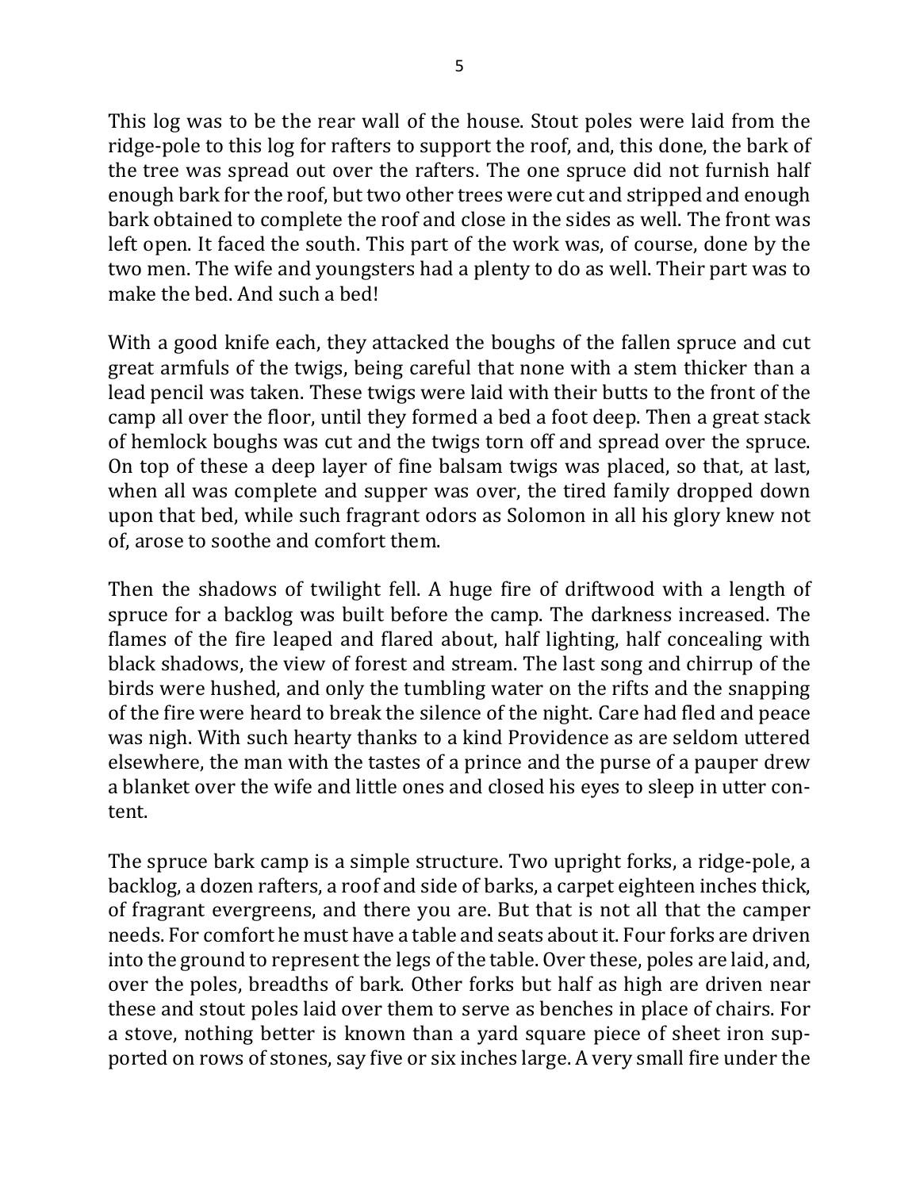This log was to be the rear wall of the house. Stout poles were laid from the ridge-pole to this log for rafters to support the roof, and, this done, the bark of the tree was spread out over the rafters. The one spruce did not furnish half enough bark for the roof, but two other trees were cut and stripped and enough bark obtained to complete the roof and close in the sides as well. The front was left open. It faced the south. This part of the work was, of course, done by the two men. The wife and youngsters had a plenty to do as well. Their part was to make the bed. And such a bed!

With a good knife each, they attacked the boughs of the fallen spruce and cut great armfuls of the twigs, being careful that none with a stem thicker than a lead pencil was taken. These twigs were laid with their butts to the front of the camp all over the floor, until they formed a bed a foot deep. Then a great stack of hemlock boughs was cut and the twigs torn off and spread over the spruce. On top of these a deep layer of fine balsam twigs was placed, so that, at last, when all was complete and supper was over, the tired family dropped down upon that bed, while such fragrant odors as Solomon in all his glory knew not of, arose to soothe and comfort them.

Then the shadows of twilight fell. A huge fire of driftwood with a length of spruce for a backlog was built before the camp. The darkness increased. The flames of the fire leaped and flared about, half lighting, half concealing with black shadows, the view of forest and stream. The last song and chirrup of the birds were hushed, and only the tumbling water on the rifts and the snapping of the fire were heard to break the silence of the night. Care had fled and peace was nigh. With such hearty thanks to a kind Providence as are seldom uttered elsewhere, the man with the tastes of a prince and the purse of a pauper drew a blanket over the wife and little ones and closed his eyes to sleep in utter content.

The spruce bark camp is a simple structure. Two upright forks, a ridge-pole, a backlog, a dozen rafters, a roof and side of barks, a carpet eighteen inches thick, of fragrant evergreens, and there you are. But that is not all that the camper needs. For comfort he must have a table and seats about it. Four forks are driven into the ground to represent the legs of the table. Over these, poles are laid, and, over the poles, breadths of bark. Other forks but half as high are driven near these and stout poles laid over them to serve as benches in place of chairs. For a stove, nothing better is known than a yard square piece of sheet iron supported on rows of stones, say five or six inches large. A very small fire under the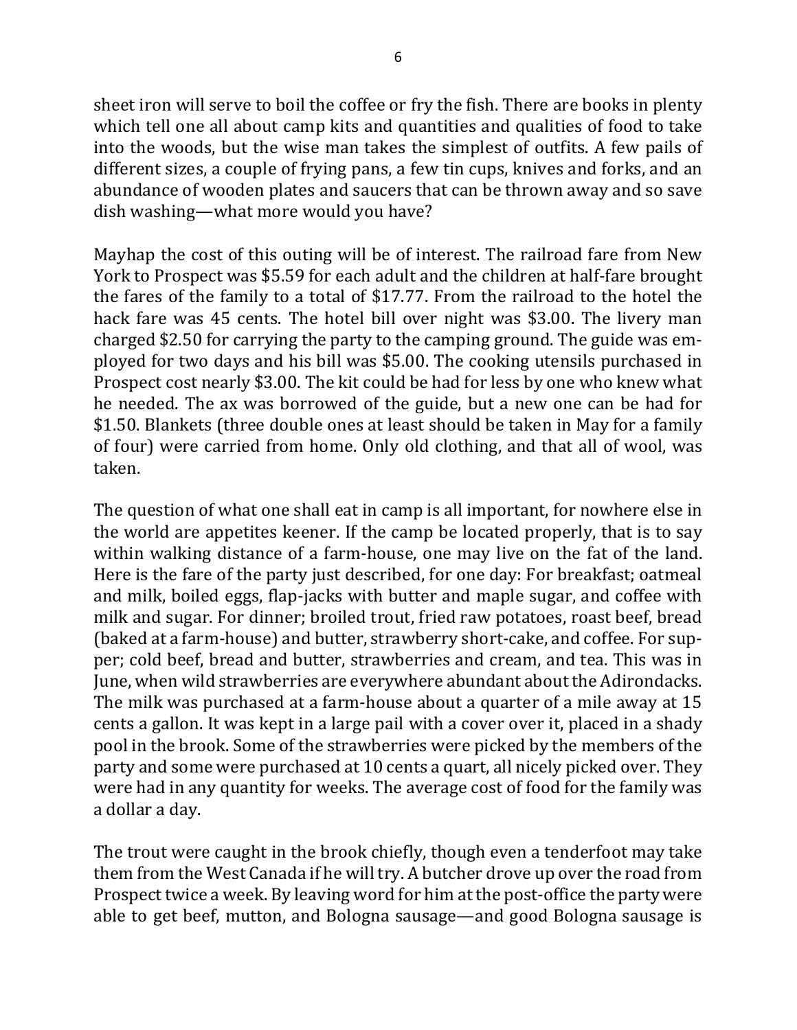sheet iron will serve to boil the coffee or fry the fish. There are books in plenty which tell one all about camp kits and quantities and qualities of food to take into the woods, but the wise man takes the simplest of outfits. A few pails of different sizes, a couple of frying pans, a few tin cups, knives and forks, and an abundance of wooden plates and saucers that can be thrown away and so save dish washing—what more would you have?

Mayhap the cost of this outing will be of interest. The railroad fare from New York to Prospect was $5.59 for each adult and the children at half-fare brought the fares of the family to a total of $17.77. From the railroad to the hotel the hack fare was 45 cents. The hotel bill over night was $3.00. The livery man charged $2.50 for carrying the party to the camping ground. The guide was employed for two days and his bill was $5.00. The cooking utensils purchased in Prospect cost nearly $3.00. The kit could be had for less by one who knew what he needed. The ax was borrowed of the guide, but a new one can be had for $1.50. Blankets (three double ones at least should be taken in May for a family of four) were carried from home. Only old clothing, and that all of wool, was taken.

The question of what one shall eat in camp is all important, for nowhere else in the world are appetites keener. If the camp be located properly, that is to say within walking distance of a farm-house, one may live on the fat of the land. Here is the fare of the party just described, for one day: For breakfast; oatmeal and milk, boiled eggs, flap-jacks with butter and maple sugar, and coffee with milk and sugar. For dinner; broiled trout, fried raw potatoes, roast beef, bread (baked at a farm-house) and butter, strawberry short-cake, and coffee. For supper; cold beef, bread and butter, strawberries and cream, and tea. This was in June, when wild strawberries are everywhere abundant about the Adirondacks. The milk was purchased at a farm-house about a quarter of a mile away at 15 cents a gallon. It was kept in a large pail with a cover over it, placed in a shady pool in the brook. Some of the strawberries were picked by the members of the party and some were purchased at 10 cents a quart, all nicely picked over. They were had in any quantity for weeks. The average cost of food for the family was a dollar a day.

The trout were caught in the brook chiefly, though even a tenderfoot may take them from the West Canada if he will try. A butcher drove up over the road from Prospect twice a week. By leaving word for him at the post-office the party were able to get beef, mutton, and Bologna sausage—and good Bologna sausage is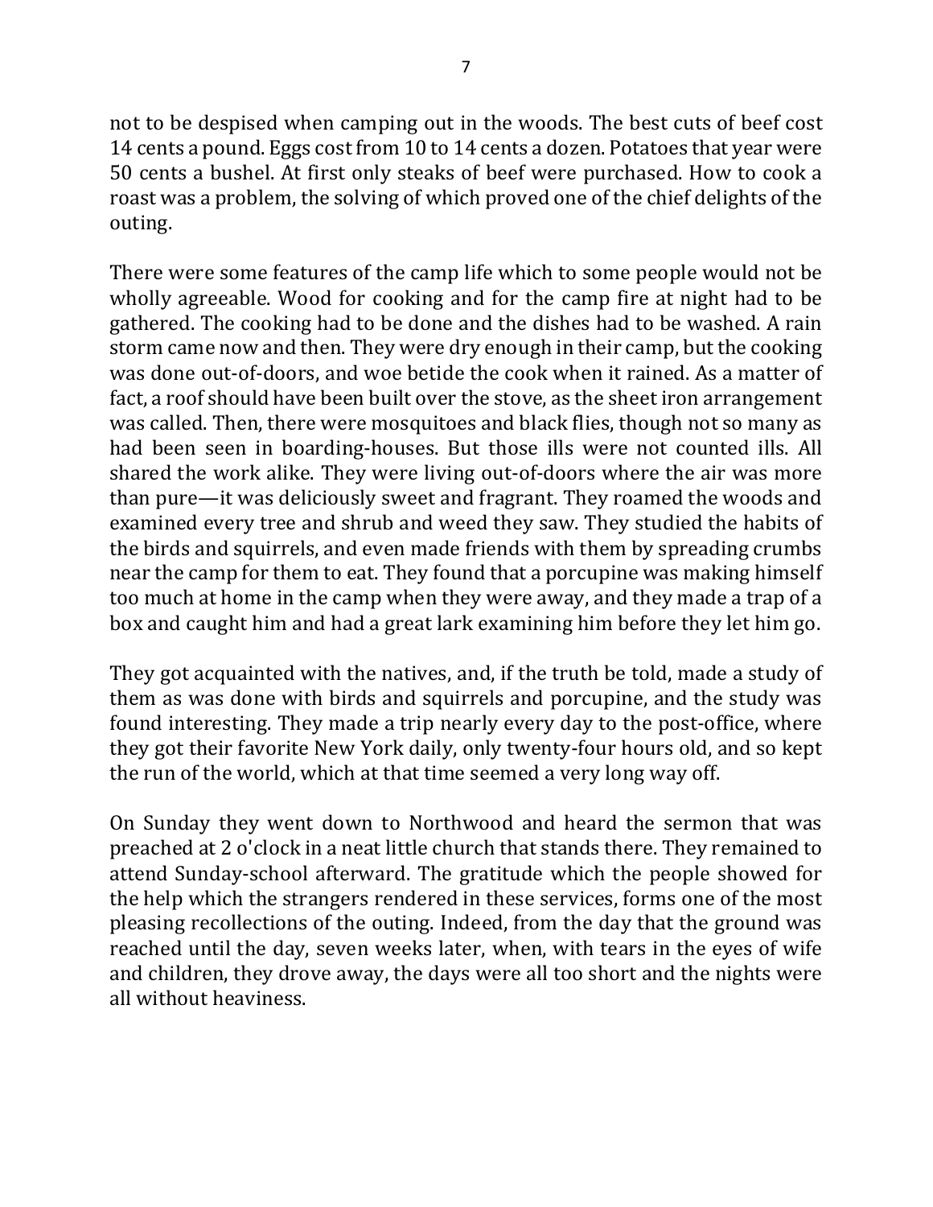not to be despised when camping out in the woods. The best cuts of beef cost 14 cents a pound. Eggs cost from 10 to 14 cents a dozen. Potatoes that year were 50 cents a bushel. At first only steaks of beef were purchased. How to cook a roast was a problem, the solving of which proved one of the chief delights of the outing.

There were some features of the camp life which to some people would not be wholly agreeable. Wood for cooking and for the camp fire at night had to be gathered. The cooking had to be done and the dishes had to be washed. A rain storm came now and then. They were dry enough in their camp, but the cooking was done out-of-doors, and woe betide the cook when it rained. As a matter of fact, a roof should have been built over the stove, as the sheet iron arrangement was called. Then, there were mosquitoes and black flies, though not so many as had been seen in boarding-houses. But those ills were not counted ills. All shared the work alike. They were living out-of-doors where the air was more than pure—it was deliciously sweet and fragrant. They roamed the woods and examined every tree and shrub and weed they saw. They studied the habits of the birds and squirrels, and even made friends with them by spreading crumbs near the camp for them to eat. They found that a porcupine was making himself too much at home in the camp when they were away, and they made a trap of a box and caught him and had a great lark examining him before they let him go.

They got acquainted with the natives, and, if the truth be told, made a study of them as was done with birds and squirrels and porcupine, and the study was found interesting. They made a trip nearly every day to the post-office, where they got their favorite New York daily, only twenty-four hours old, and so kept the run of the world, which at that time seemed a very long way off.

On Sunday they went down to Northwood and heard the sermon that was preached at 2 o'clock in a neat little church that stands there. They remained to attend Sunday-school afterward. The gratitude which the people showed for the help which the strangers rendered in these services, forms one of the most pleasing recollections of the outing. Indeed, from the day that the ground was reached until the day, seven weeks later, when, with tears in the eyes of wife and children, they drove away, the days were all too short and the nights were all without heaviness.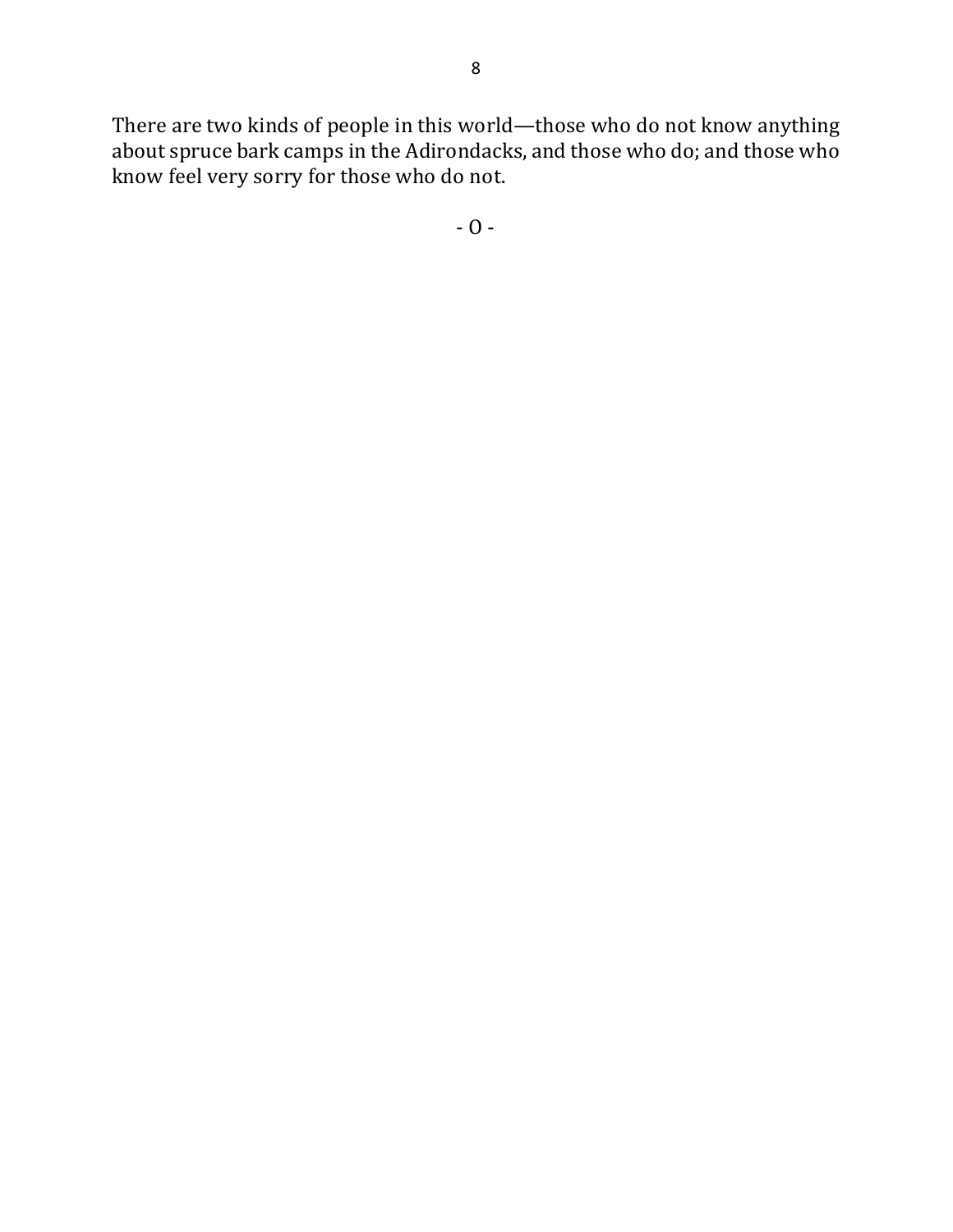There are two kinds of people in this world—those who do not know anything about spruce bark camps in the Adirondacks, and those who do; and those who know feel very sorry for those who do not.

- O -